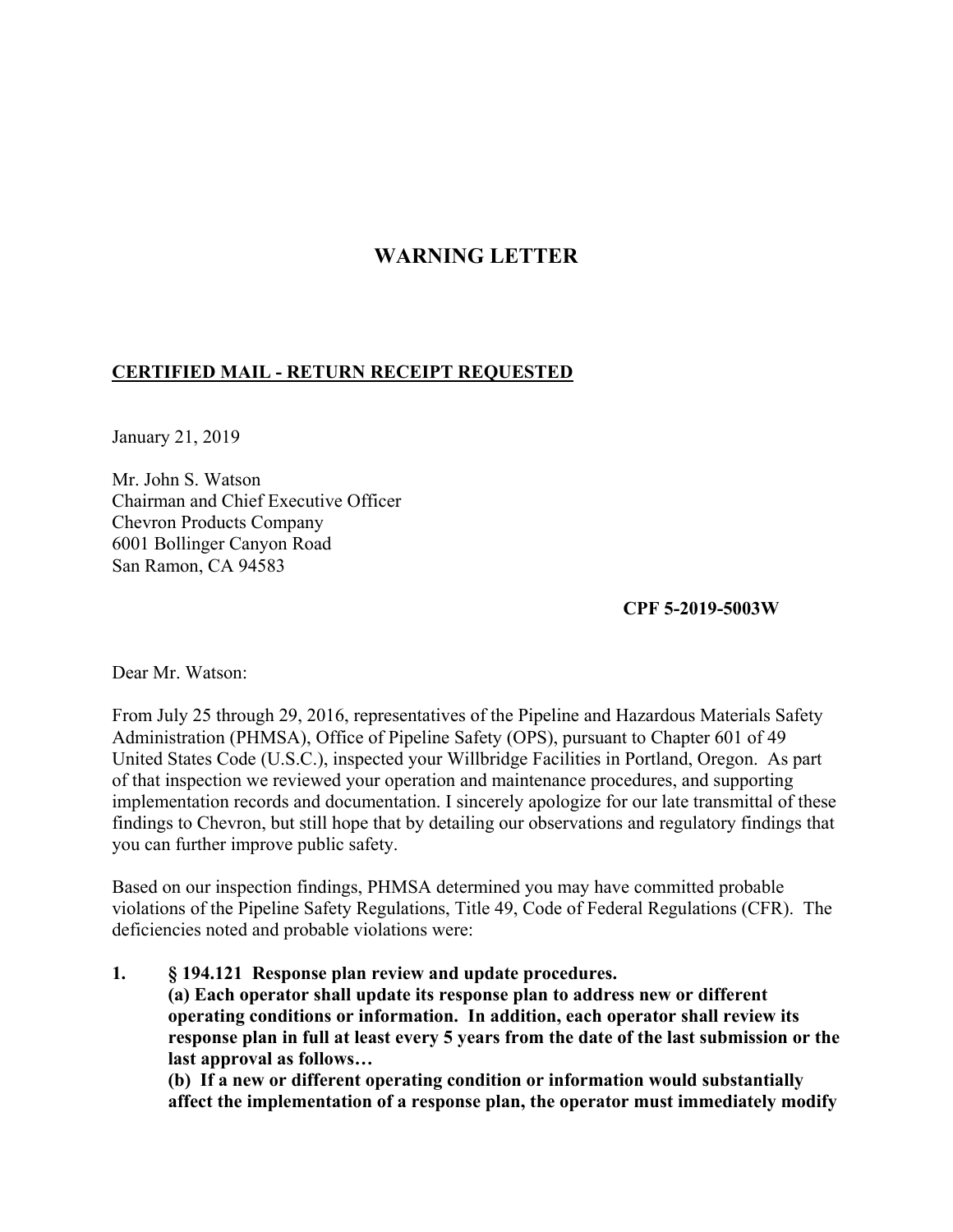# WARNING LETTER

**CERTIFIED MAIL - RETURN RECEIPT REQUESTED**

January 21, 2019

Mr. John S. Watson
Chairman and Chief Executive Officer
Chevron Products Company
6001 Bollinger Canyon Road
San Ramon, CA 94583

**CPF 5-2019-5003W**

Dear Mr. Watson:

From July 25 through 29, 2016, representatives of the Pipeline and Hazardous Materials Safety Administration (PHMSA), Office of Pipeline Safety (OPS), pursuant to Chapter 601 of 49 United States Code (U.S.C.), inspected your Willbridge Facilities in Portland, Oregon. As part of that inspection we reviewed your operation and maintenance procedures, and supporting implementation records and documentation. I sincerely apologize for our late transmittal of these findings to Chevron, but still hope that by detailing our observations and regulatory findings that you can further improve public safety.

Based on our inspection findings, PHMSA determined you may have committed probable violations of the Pipeline Safety Regulations, Title 49, Code of Federal Regulations (CFR). The deficiencies noted and probable violations were:

1. **§ 194.121 Response plan review and update procedures.**
   **(a) Each operator shall update its response plan to address new or different operating conditions or information. In addition, each operator shall review its response plan in full at least every 5 years from the date of the last submission or the last approval as follows…**
   **(b) If a new or different operating condition or information would substantially affect the implementation of a response plan, the operator must immediately modify**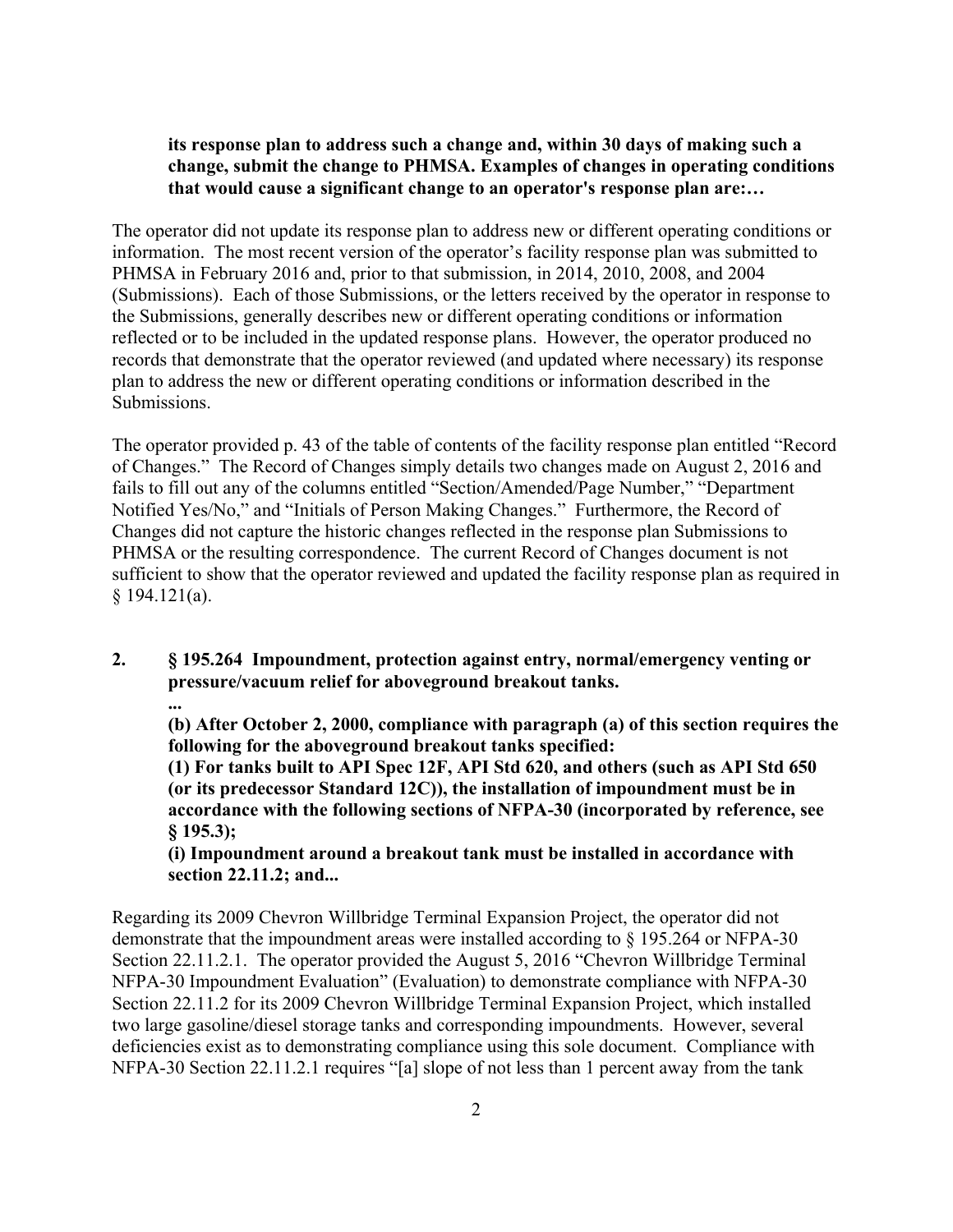**its response plan to address such a change and, within 30 days of making such a change, submit the change to PHMSA. Examples of changes in operating conditions that would cause a significant change to an operator's response plan are:…**

The operator did not update its response plan to address new or different operating conditions or information. The most recent version of the operator's facility response plan was submitted to PHMSA in February 2016 and, prior to that submission, in 2014, 2010, 2008, and 2004 (Submissions). Each of those Submissions, or the letters received by the operator in response to the Submissions, generally describes new or different operating conditions or information reflected or to be included in the updated response plans. However, the operator produced no records that demonstrate that the operator reviewed (and updated where necessary) its response plan to address the new or different operating conditions or information described in the Submissions.

The operator provided p. 43 of the table of contents of the facility response plan entitled "Record of Changes." The Record of Changes simply details two changes made on August 2, 2016 and fails to fill out any of the columns entitled "Section/Amended/Page Number," "Department Notified Yes/No," and "Initials of Person Making Changes." Furthermore, the Record of Changes did not capture the historic changes reflected in the response plan Submissions to PHMSA or the resulting correspondence. The current Record of Changes document is not sufficient to show that the operator reviewed and updated the facility response plan as required in § 194.121(a).

**2. § 195.264 Impoundment, protection against entry, normal/emergency venting or pressure/vacuum relief for aboveground breakout tanks.**

**...**

**(b) After October 2, 2000, compliance with paragraph (a) of this section requires the following for the aboveground breakout tanks specified:**

**(1) For tanks built to API Spec 12F, API Std 620, and others (such as API Std 650 (or its predecessor Standard 12C)), the installation of impoundment must be in accordance with the following sections of NFPA-30 (incorporated by reference, see § 195.3);**

**(i) Impoundment around a breakout tank must be installed in accordance with section 22.11.2; and...**

Regarding its 2009 Chevron Willbridge Terminal Expansion Project, the operator did not demonstrate that the impoundment areas were installed according to § 195.264 or NFPA-30 Section 22.11.2.1. The operator provided the August 5, 2016 "Chevron Willbridge Terminal NFPA-30 Impoundment Evaluation" (Evaluation) to demonstrate compliance with NFPA-30 Section 22.11.2 for its 2009 Chevron Willbridge Terminal Expansion Project, which installed two large gasoline/diesel storage tanks and corresponding impoundments. However, several deficiencies exist as to demonstrating compliance using this sole document. Compliance with NFPA-30 Section 22.11.2.1 requires "[a] slope of not less than 1 percent away from the tank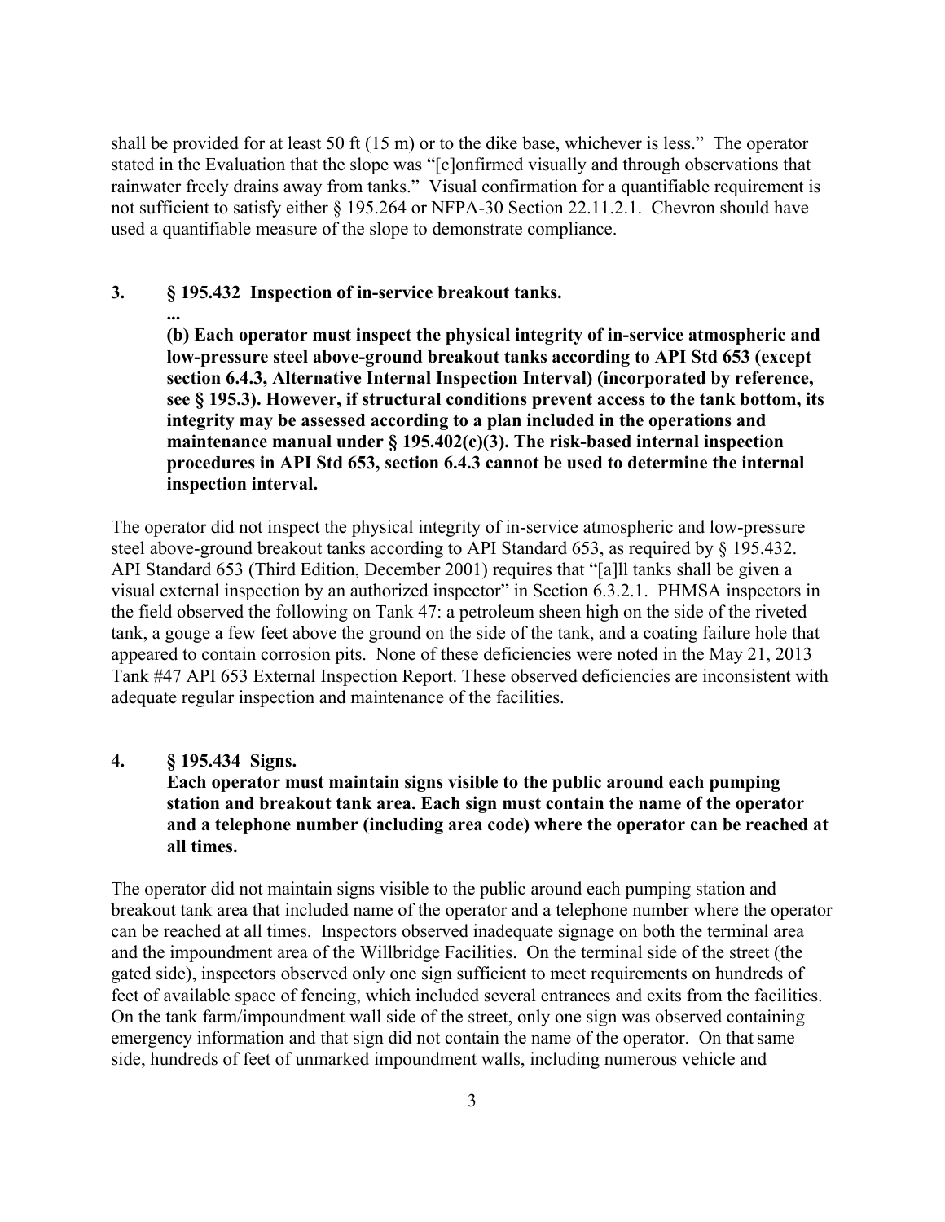shall be provided for at least 50 ft (15 m) or to the dike base, whichever is less." The operator stated in the Evaluation that the slope was "[c]onfirmed visually and through observations that rainwater freely drains away from tanks." Visual confirmation for a quantifiable requirement is not sufficient to satisfy either § 195.264 or NFPA-30 Section 22.11.2.1. Chevron should have used a quantifiable measure of the slope to demonstrate compliance.

**3. § 195.432 Inspection of in-service breakout tanks.**

**...**

**(b) Each operator must inspect the physical integrity of in-service atmospheric and low-pressure steel above-ground breakout tanks according to API Std 653 (except section 6.4.3, Alternative Internal Inspection Interval) (incorporated by reference, see § 195.3). However, if structural conditions prevent access to the tank bottom, its integrity may be assessed according to a plan included in the operations and maintenance manual under § 195.402(c)(3). The risk-based internal inspection procedures in API Std 653, section 6.4.3 cannot be used to determine the internal inspection interval.**

The operator did not inspect the physical integrity of in-service atmospheric and low-pressure steel above-ground breakout tanks according to API Standard 653, as required by § 195.432. API Standard 653 (Third Edition, December 2001) requires that "[a]ll tanks shall be given a visual external inspection by an authorized inspector" in Section 6.3.2.1. PHMSA inspectors in the field observed the following on Tank 47: a petroleum sheen high on the side of the riveted tank, a gouge a few feet above the ground on the side of the tank, and a coating failure hole that appeared to contain corrosion pits. None of these deficiencies were noted in the May 21, 2013 Tank #47 API 653 External Inspection Report. These observed deficiencies are inconsistent with adequate regular inspection and maintenance of the facilities.

**4. § 195.434 Signs.**

**Each operator must maintain signs visible to the public around each pumping station and breakout tank area. Each sign must contain the name of the operator and a telephone number (including area code) where the operator can be reached at all times.**

The operator did not maintain signs visible to the public around each pumping station and breakout tank area that included name of the operator and a telephone number where the operator can be reached at all times. Inspectors observed inadequate signage on both the terminal area and the impoundment area of the Willbridge Facilities. On the terminal side of the street (the gated side), inspectors observed only one sign sufficient to meet requirements on hundreds of feet of available space of fencing, which included several entrances and exits from the facilities. On the tank farm/impoundment wall side of the street, only one sign was observed containing emergency information and that sign did not contain the name of the operator. On that same side, hundreds of feet of unmarked impoundment walls, including numerous vehicle and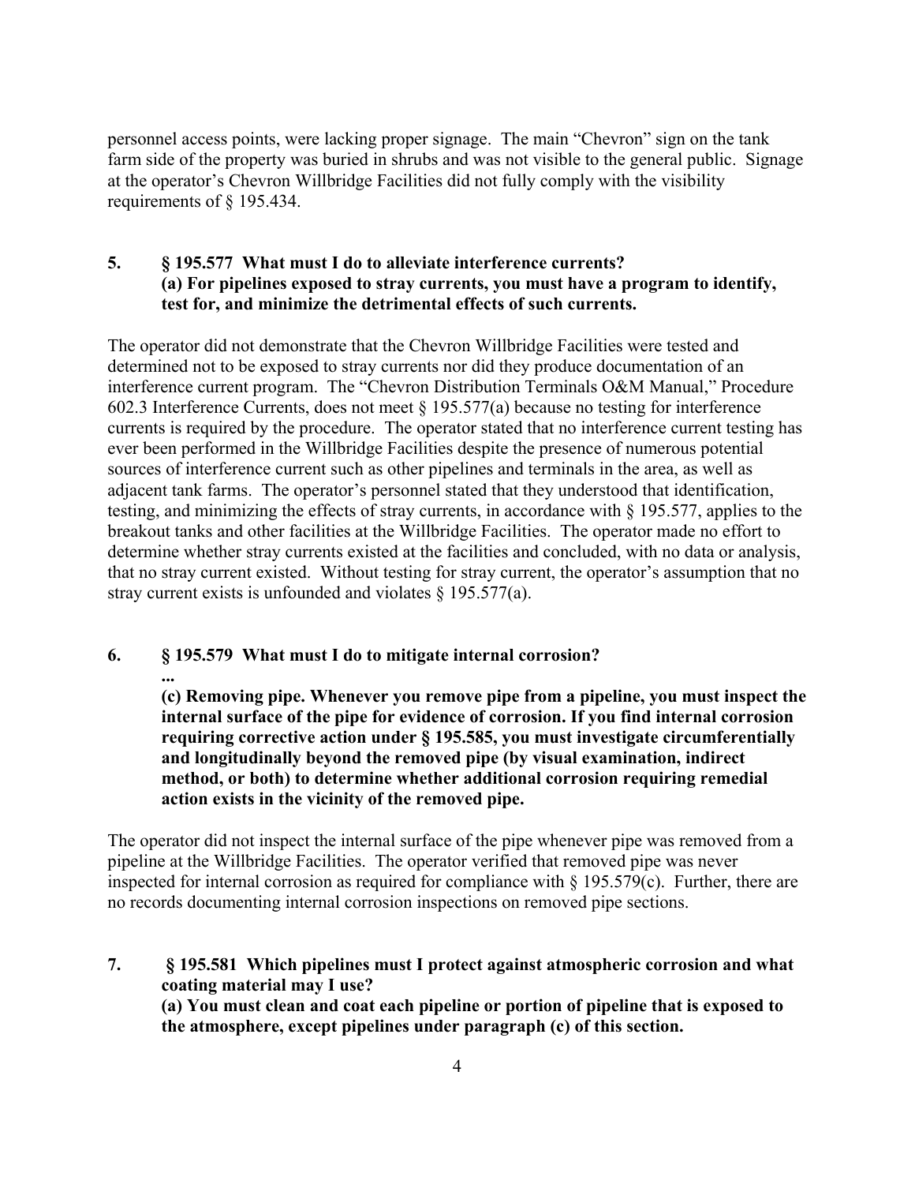personnel access points, were lacking proper signage. The main "Chevron" sign on the tank farm side of the property was buried in shrubs and was not visible to the general public. Signage at the operator's Chevron Willbridge Facilities did not fully comply with the visibility requirements of § 195.434.

**5. § 195.577 What must I do to alleviate interference currents?**
**(a) For pipelines exposed to stray currents, you must have a program to identify, test for, and minimize the detrimental effects of such currents.**

The operator did not demonstrate that the Chevron Willbridge Facilities were tested and determined not to be exposed to stray currents nor did they produce documentation of an interference current program. The "Chevron Distribution Terminals O&M Manual," Procedure 602.3 Interference Currents, does not meet § 195.577(a) because no testing for interference currents is required by the procedure. The operator stated that no interference current testing has ever been performed in the Willbridge Facilities despite the presence of numerous potential sources of interference current such as other pipelines and terminals in the area, as well as adjacent tank farms. The operator's personnel stated that they understood that identification, testing, and minimizing the effects of stray currents, in accordance with § 195.577, applies to the breakout tanks and other facilities at the Willbridge Facilities. The operator made no effort to determine whether stray currents existed at the facilities and concluded, with no data or analysis, that no stray current existed. Without testing for stray current, the operator's assumption that no stray current exists is unfounded and violates § 195.577(a).

**6. § 195.579 What must I do to mitigate internal corrosion?**
**...**
**(c) Removing pipe. Whenever you remove pipe from a pipeline, you must inspect the internal surface of the pipe for evidence of corrosion. If you find internal corrosion requiring corrective action under § 195.585, you must investigate circumferentially and longitudinally beyond the removed pipe (by visual examination, indirect method, or both) to determine whether additional corrosion requiring remedial action exists in the vicinity of the removed pipe.**

The operator did not inspect the internal surface of the pipe whenever pipe was removed from a pipeline at the Willbridge Facilities. The operator verified that removed pipe was never inspected for internal corrosion as required for compliance with § 195.579(c). Further, there are no records documenting internal corrosion inspections on removed pipe sections.

**7. § 195.581 Which pipelines must I protect against atmospheric corrosion and what coating material may I use?**
**(a) You must clean and coat each pipeline or portion of pipeline that is exposed to the atmosphere, except pipelines under paragraph (c) of this section.**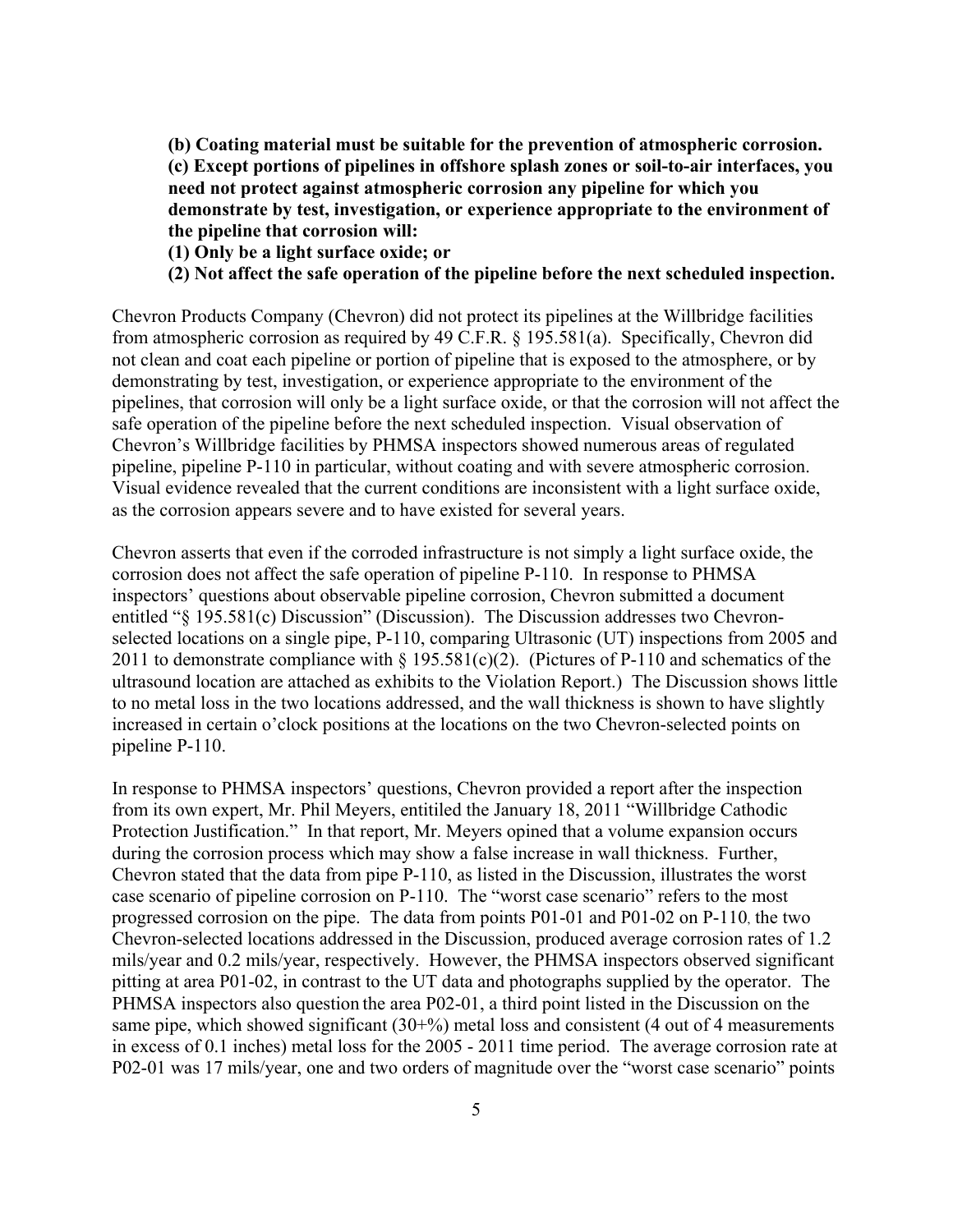**(b) Coating material must be suitable for the prevention of atmospheric corrosion.**
**(c) Except portions of pipelines in offshore splash zones or soil-to-air interfaces, you need not protect against atmospheric corrosion any pipeline for which you demonstrate by test, investigation, or experience appropriate to the environment of the pipeline that corrosion will:**
**(1) Only be a light surface oxide; or**
**(2) Not affect the safe operation of the pipeline before the next scheduled inspection.**

Chevron Products Company (Chevron) did not protect its pipelines at the Willbridge facilities from atmospheric corrosion as required by 49 C.F.R. § 195.581(a). Specifically, Chevron did not clean and coat each pipeline or portion of pipeline that is exposed to the atmosphere, or by demonstrating by test, investigation, or experience appropriate to the environment of the pipelines, that corrosion will only be a light surface oxide, or that the corrosion will not affect the safe operation of the pipeline before the next scheduled inspection. Visual observation of Chevron's Willbridge facilities by PHMSA inspectors showed numerous areas of regulated pipeline, pipeline P-110 in particular, without coating and with severe atmospheric corrosion. Visual evidence revealed that the current conditions are inconsistent with a light surface oxide, as the corrosion appears severe and to have existed for several years.

Chevron asserts that even if the corroded infrastructure is not simply a light surface oxide, the corrosion does not affect the safe operation of pipeline P-110. In response to PHMSA inspectors' questions about observable pipeline corrosion, Chevron submitted a document entitled "§ 195.581(c) Discussion" (Discussion). The Discussion addresses two Chevron-selected locations on a single pipe, P-110, comparing Ultrasonic (UT) inspections from 2005 and 2011 to demonstrate compliance with § 195.581(c)(2). (Pictures of P-110 and schematics of the ultrasound location are attached as exhibits to the Violation Report.) The Discussion shows little to no metal loss in the two locations addressed, and the wall thickness is shown to have slightly increased in certain o'clock positions at the locations on the two Chevron-selected points on pipeline P-110.

In response to PHMSA inspectors' questions, Chevron provided a report after the inspection from its own expert, Mr. Phil Meyers, entitiled the January 18, 2011 "Willbridge Cathodic Protection Justification." In that report, Mr. Meyers opined that a volume expansion occurs during the corrosion process which may show a false increase in wall thickness. Further, Chevron stated that the data from pipe P-110, as listed in the Discussion, illustrates the worst case scenario of pipeline corrosion on P-110. The "worst case scenario" refers to the most progressed corrosion on the pipe. The data from points P01-01 and P01-02 on P-110, the two Chevron-selected locations addressed in the Discussion, produced average corrosion rates of 1.2 mils/year and 0.2 mils/year, respectively. However, the PHMSA inspectors observed significant pitting at area P01-02, in contrast to the UT data and photographs supplied by the operator. The PHMSA inspectors also question the area P02-01, a third point listed in the Discussion on the same pipe, which showed significant (30+%) metal loss and consistent (4 out of 4 measurements in excess of 0.1 inches) metal loss for the 2005 - 2011 time period. The average corrosion rate at P02-01 was 17 mils/year, one and two orders of magnitude over the "worst case scenario" points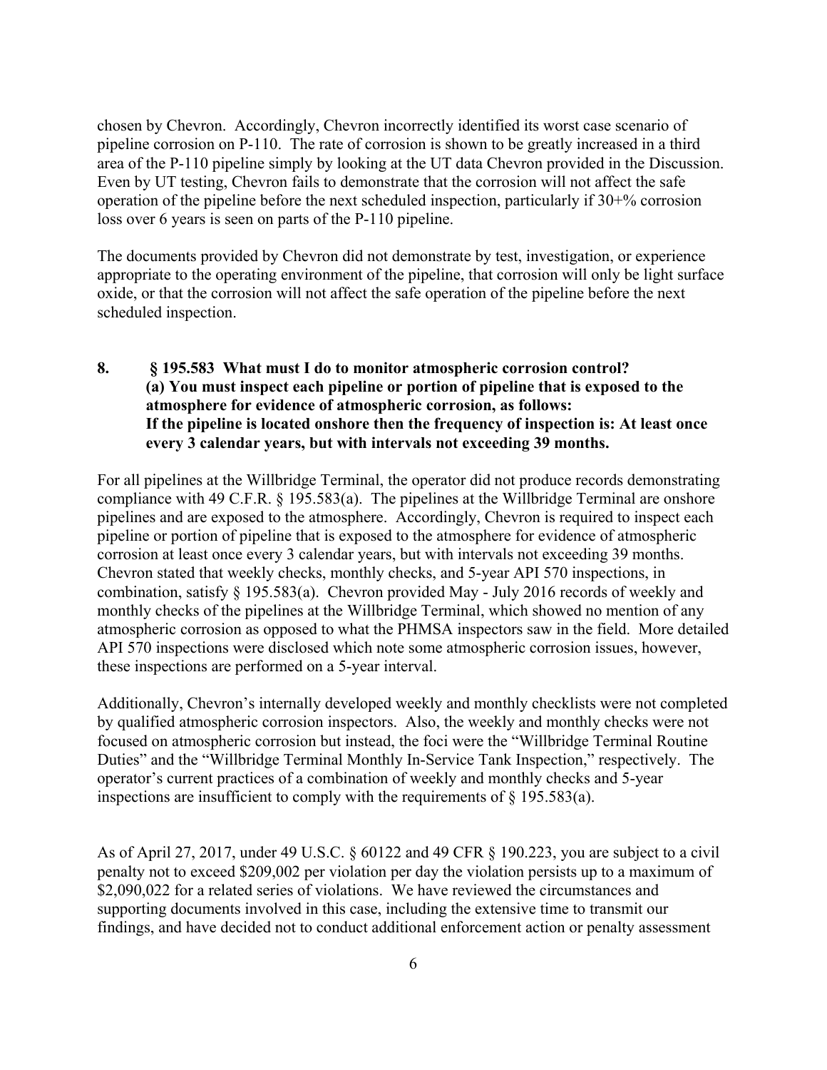chosen by Chevron. Accordingly, Chevron incorrectly identified its worst case scenario of pipeline corrosion on P-110. The rate of corrosion is shown to be greatly increased in a third area of the P-110 pipeline simply by looking at the UT data Chevron provided in the Discussion. Even by UT testing, Chevron fails to demonstrate that the corrosion will not affect the safe operation of the pipeline before the next scheduled inspection, particularly if 30+% corrosion loss over 6 years is seen on parts of the P-110 pipeline.

The documents provided by Chevron did not demonstrate by test, investigation, or experience appropriate to the operating environment of the pipeline, that corrosion will only be light surface oxide, or that the corrosion will not affect the safe operation of the pipeline before the next scheduled inspection.

**8. § 195.583 What must I do to monitor atmospheric corrosion control?**
**(a) You must inspect each pipeline or portion of pipeline that is exposed to the atmosphere for evidence of atmospheric corrosion, as follows:**
**If the pipeline is located onshore then the frequency of inspection is: At least once every 3 calendar years, but with intervals not exceeding 39 months.**

For all pipelines at the Willbridge Terminal, the operator did not produce records demonstrating compliance with 49 C.F.R. § 195.583(a). The pipelines at the Willbridge Terminal are onshore pipelines and are exposed to the atmosphere. Accordingly, Chevron is required to inspect each pipeline or portion of pipeline that is exposed to the atmosphere for evidence of atmospheric corrosion at least once every 3 calendar years, but with intervals not exceeding 39 months. Chevron stated that weekly checks, monthly checks, and 5-year API 570 inspections, in combination, satisfy § 195.583(a). Chevron provided May - July 2016 records of weekly and monthly checks of the pipelines at the Willbridge Terminal, which showed no mention of any atmospheric corrosion as opposed to what the PHMSA inspectors saw in the field. More detailed API 570 inspections were disclosed which note some atmospheric corrosion issues, however, these inspections are performed on a 5-year interval.

Additionally, Chevron's internally developed weekly and monthly checklists were not completed by qualified atmospheric corrosion inspectors. Also, the weekly and monthly checks were not focused on atmospheric corrosion but instead, the foci were the "Willbridge Terminal Routine Duties" and the "Willbridge Terminal Monthly In-Service Tank Inspection," respectively. The operator's current practices of a combination of weekly and monthly checks and 5-year inspections are insufficient to comply with the requirements of § 195.583(a).

As of April 27, 2017, under 49 U.S.C. § 60122 and 49 CFR § 190.223, you are subject to a civil penalty not to exceed $209,002 per violation per day the violation persists up to a maximum of $2,090,022 for a related series of violations. We have reviewed the circumstances and supporting documents involved in this case, including the extensive time to transmit our findings, and have decided not to conduct additional enforcement action or penalty assessment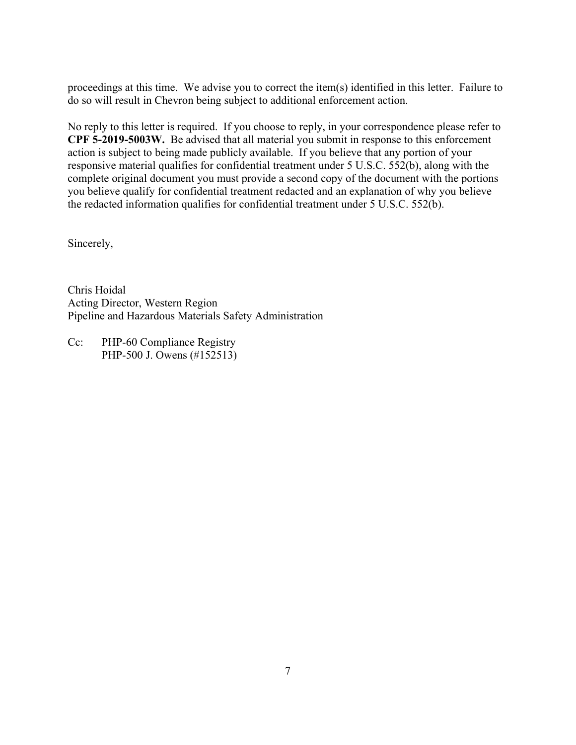proceedings at this time. We advise you to correct the item(s) identified in this letter. Failure to do so will result in Chevron being subject to additional enforcement action.

No reply to this letter is required. If you choose to reply, in your correspondence please refer to **CPF 5-2019-5003W.** Be advised that all material you submit in response to this enforcement action is subject to being made publicly available. If you believe that any portion of your responsive material qualifies for confidential treatment under 5 U.S.C. 552(b), along with the complete original document you must provide a second copy of the document with the portions you believe qualify for confidential treatment redacted and an explanation of why you believe the redacted information qualifies for confidential treatment under 5 U.S.C. 552(b).

Sincerely,

Chris Hoidal
Acting Director, Western Region
Pipeline and Hazardous Materials Safety Administration

Cc: PHP-60 Compliance Registry
PHP-500 J. Owens (#152513)